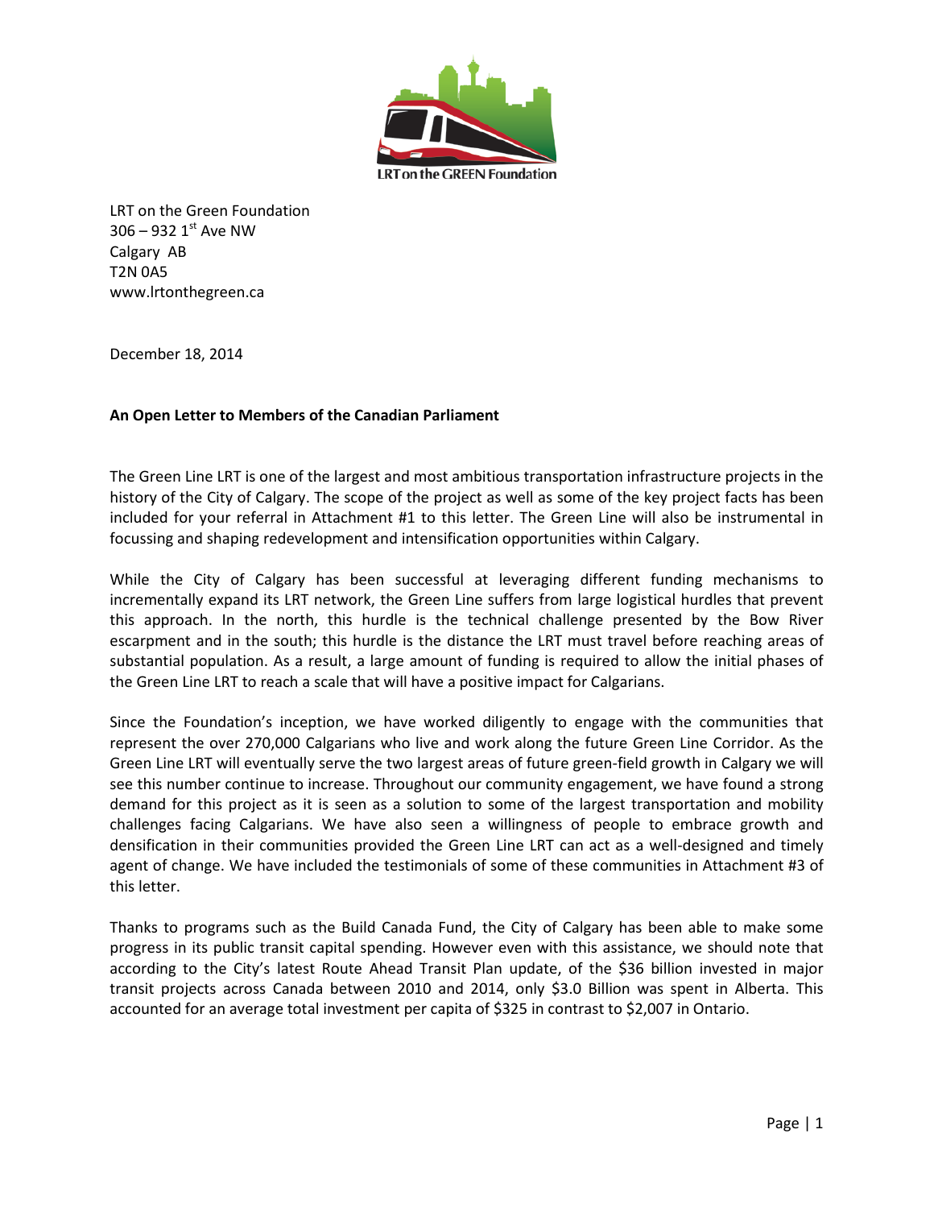LRT on the GREEN Foundation

LRT on the Green Foundation
306 – 932 1st Ave NW
Calgary AB
T2N 0A5
www.lrtonthegreen.ca

December 18, 2014

**An Open Letter to Members of the Canadian Parliament**

The Green Line LRT is one of the largest and most ambitious transportation infrastructure projects in the history of the City of Calgary. The scope of the project as well as some of the key project facts has been included for your referral in Attachment #1 to this letter. The Green Line will also be instrumental in focussing and shaping redevelopment and intensification opportunities within Calgary.

While the City of Calgary has been successful at leveraging different funding mechanisms to incrementally expand its LRT network, the Green Line suffers from large logistical hurdles that prevent this approach. In the north, this hurdle is the technical challenge presented by the Bow River escarpment and in the south; this hurdle is the distance the LRT must travel before reaching areas of substantial population. As a result, a large amount of funding is required to allow the initial phases of the Green Line LRT to reach a scale that will have a positive impact for Calgarians.

Since the Foundation's inception, we have worked diligently to engage with the communities that represent the over 270,000 Calgarians who live and work along the future Green Line Corridor. As the Green Line LRT will eventually serve the two largest areas of future green-field growth in Calgary we will see this number continue to increase. Throughout our community engagement, we have found a strong demand for this project as it is seen as a solution to some of the largest transportation and mobility challenges facing Calgarians. We have also seen a willingness of people to embrace growth and densification in their communities provided the Green Line LRT can act as a well-designed and timely agent of change. We have included the testimonials of some of these communities in Attachment #3 of this letter.

Thanks to programs such as the Build Canada Fund, the City of Calgary has been able to make some progress in its public transit capital spending. However even with this assistance, we should note that according to the City's latest Route Ahead Transit Plan update, of the $36 billion invested in major transit projects across Canada between 2010 and 2014, only $3.0 Billion was spent in Alberta. This accounted for an average total investment per capita of $325 in contrast to $2,007 in Ontario.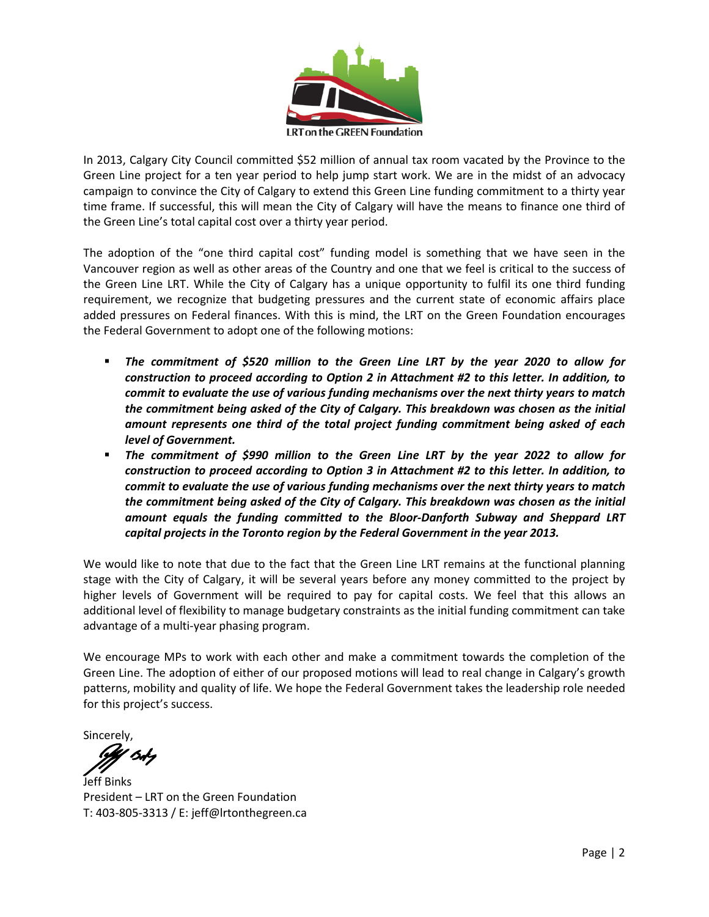LRT on the GREEN Foundation

In 2013, Calgary City Council committed $52 million of annual tax room vacated by the Province to the Green Line project for a ten year period to help jump start work. We are in the midst of an advocacy campaign to convince the City of Calgary to extend this Green Line funding commitment to a thirty year time frame. If successful, this will mean the City of Calgary will have the means to finance one third of the Green Line's total capital cost over a thirty year period.

The adoption of the "one third capital cost" funding model is something that we have seen in the Vancouver region as well as other areas of the Country and one that we feel is critical to the success of the Green Line LRT. While the City of Calgary has a unique opportunity to fulfil its one third funding requirement, we recognize that budgeting pressures and the current state of economic affairs place added pressures on Federal finances. With this is mind, the LRT on the Green Foundation encourages the Federal Government to adopt one of the following motions:

- ***The commitment of $520 million to the Green Line LRT by the year 2020 to allow for construction to proceed according to Option 2 in Attachment #2 to this letter. In addition, to commit to evaluate the use of various funding mechanisms over the next thirty years to match the commitment being asked of the City of Calgary. This breakdown was chosen as the initial amount represents one third of the total project funding commitment being asked of each level of Government.***
- ***The commitment of $990 million to the Green Line LRT by the year 2022 to allow for construction to proceed according to Option 3 in Attachment #2 to this letter. In addition, to commit to evaluate the use of various funding mechanisms over the next thirty years to match the commitment being asked of the City of Calgary. This breakdown was chosen as the initial amount equals the funding committed to the Bloor-Danforth Subway and Sheppard LRT capital projects in the Toronto region by the Federal Government in the year 2013.***

We would like to note that due to the fact that the Green Line LRT remains at the functional planning stage with the City of Calgary, it will be several years before any money committed to the project by higher levels of Government will be required to pay for capital costs. We feel that this allows an additional level of flexibility to manage budgetary constraints as the initial funding commitment can take advantage of a multi-year phasing program.

We encourage MPs to work with each other and make a commitment towards the completion of the Green Line. The adoption of either of our proposed motions will lead to real change in Calgary's growth patterns, mobility and quality of life. We hope the Federal Government takes the leadership role needed for this project's success.

Sincerely,

Jeff Binks
President – LRT on the Green Foundation
T: 403-805-3313 / E: jeff@lrtonthegreen.ca